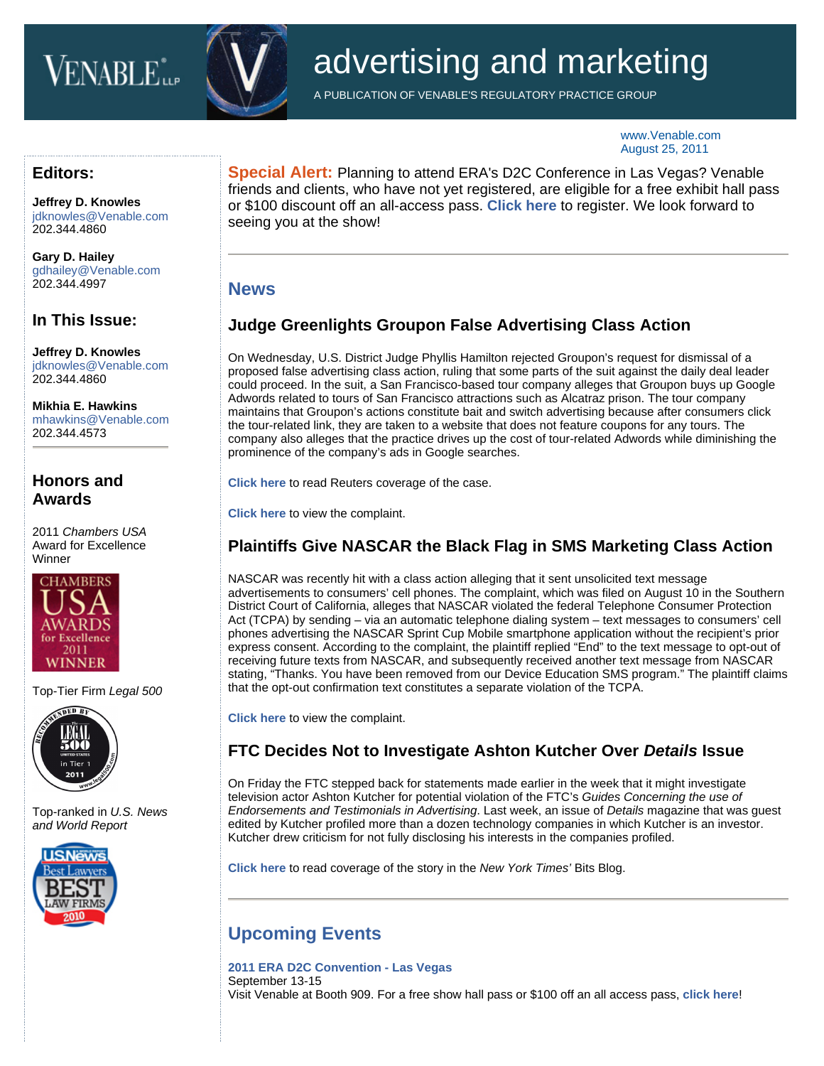VENABLE LLP

# advertising and marketing

A PUBLICATION OF VENABLE'S REGULATORY PRACTICE GROUP

www.Venable.com
August 25, 2011

## Editors:

**Jeffrey D. Knowles**
jdknowles@Venable.com
202.344.4860

**Gary D. Hailey**
gdhailey@Venable.com
202.344.4997

## In This Issue:

**Jeffrey D. Knowles**
jdknowles@Venable.com
202.344.4860

**Mikhia E. Hawkins**
mhawkins@Venable.com
202.344.4573

## Honors and Awards

2011 *Chambers USA* Award for Excellence Winner

Top-Tier Firm *Legal 500*

Top-ranked in *U.S. News and World Report*

**Special Alert:** Planning to attend ERA's D2C Conference in Las Vegas? Venable friends and clients, who have not yet registered, are eligible for a free exhibit hall pass or $100 discount off an all-access pass. **Click here** to register. We look forward to seeing you at the show!

---

## News

### Judge Greenlights Groupon False Advertising Class Action

On Wednesday, U.S. District Judge Phyllis Hamilton rejected Groupon's request for dismissal of a proposed false advertising class action, ruling that some parts of the suit against the daily deal leader could proceed. In the suit, a San Francisco-based tour company alleges that Groupon buys up Google Adwords related to tours of San Francisco attractions such as Alcatraz prison. The tour company maintains that Groupon's actions constitute bait and switch advertising because after consumers click the tour-related link, they are taken to a website that does not feature coupons for any tours. The company also alleges that the practice drives up the cost of tour-related Adwords while diminishing the prominence of the company's ads in Google searches.

**Click here** to read Reuters coverage of the case.

**Click here** to view the complaint.

### Plaintiffs Give NASCAR the Black Flag in SMS Marketing Class Action

NASCAR was recently hit with a class action alleging that it sent unsolicited text message advertisements to consumers' cell phones. The complaint, which was filed on August 10 in the Southern District Court of California, alleges that NASCAR violated the federal Telephone Consumer Protection Act (TCPA) by sending – via an automatic telephone dialing system – text messages to consumers' cell phones advertising the NASCAR Sprint Cup Mobile smartphone application without the recipient's prior express consent. According to the complaint, the plaintiff replied "End" to the text message to opt-out of receiving future texts from NASCAR, and subsequently received another text message from NASCAR stating, "Thanks. You have been removed from our Device Education SMS program." The plaintiff claims that the opt-out confirmation text constitutes a separate violation of the TCPA.

**Click here** to view the complaint.

### FTC Decides Not to Investigate Ashton Kutcher Over *Details* Issue

On Friday the FTC stepped back for statements made earlier in the week that it might investigate television actor Ashton Kutcher for potential violation of the FTC's *Guides Concerning the use of Endorsements and Testimonials in Advertising*. Last week, an issue of *Details* magazine that was guest edited by Kutcher profiled more than a dozen technology companies in which Kutcher is an investor. Kutcher drew criticism for not fully disclosing his interests in the companies profiled.

**Click here** to read coverage of the story in the *New York Times'* Bits Blog.

---

## Upcoming Events

**2011 ERA D2C Convention - Las Vegas**
September 13-15
Visit Venable at Booth 909. For a free show hall pass or $100 off an all access pass, **click here**!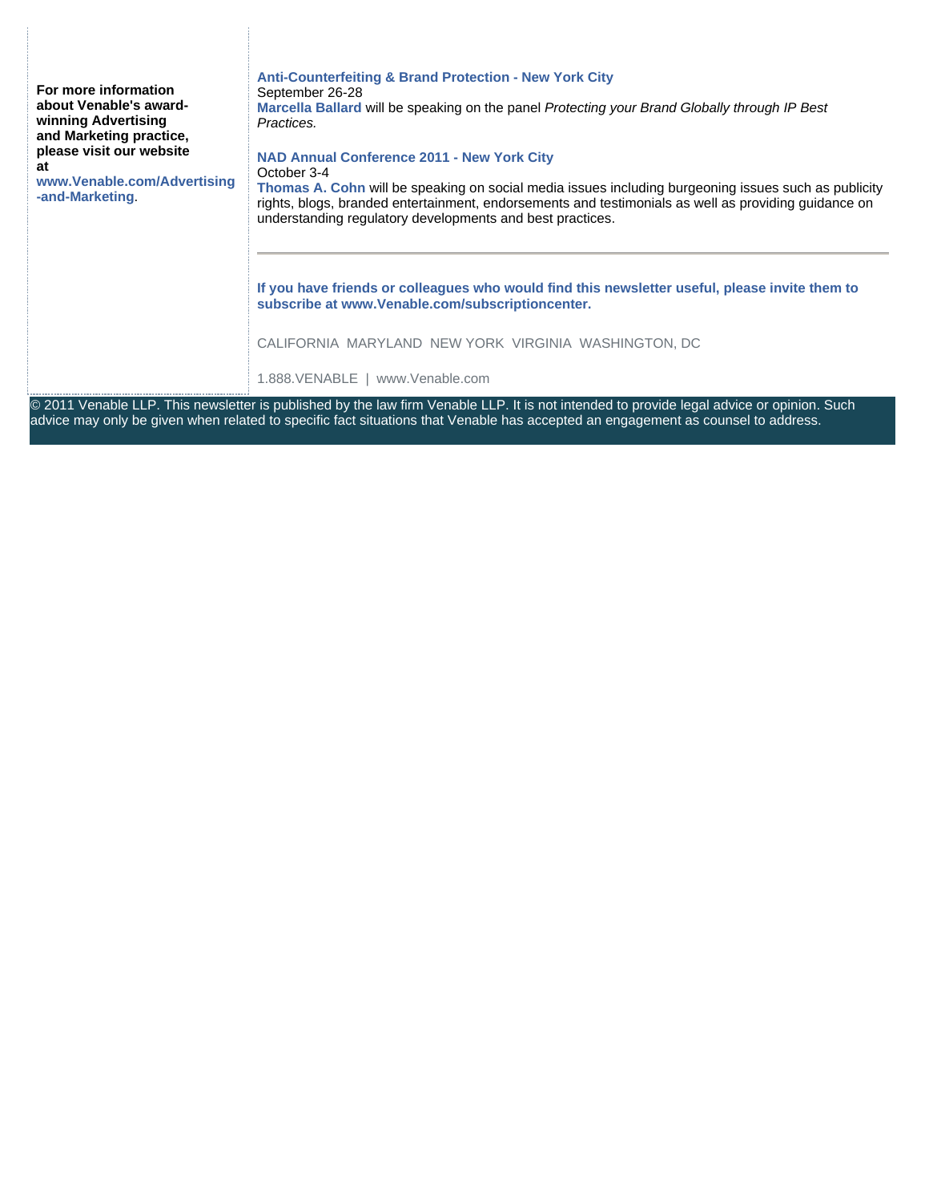**For more information about Venable's award-winning Advertising and Marketing practice, please visit our website at [www.Venable.com/Advertising-and-Marketing](www.Venable.com/Advertising-and-Marketing).**

**Anti-Counterfeiting & Brand Protection - New York City**
September 26-28
**Marcella Ballard** will be speaking on the panel *Protecting your Brand Globally through IP Best Practices.*

**NAD Annual Conference 2011 - New York City**
October 3-4
**Thomas A. Cohn** will be speaking on social media issues including burgeoning issues such as publicity rights, blogs, branded entertainment, endorsements and testimonials as well as providing guidance on understanding regulatory developments and best practices.

---

**If you have friends or colleagues who would find this newsletter useful, please invite them to subscribe at www.Venable.com/subscriptioncenter.**

CALIFORNIA MARYLAND NEW YORK VIRGINIA WASHINGTON, DC

1.888.VENABLE | www.Venable.com

© 2011 Venable LLP. This newsletter is published by the law firm Venable LLP. It is not intended to provide legal advice or opinion. Such advice may only be given when related to specific fact situations that Venable has accepted an engagement as counsel to address.